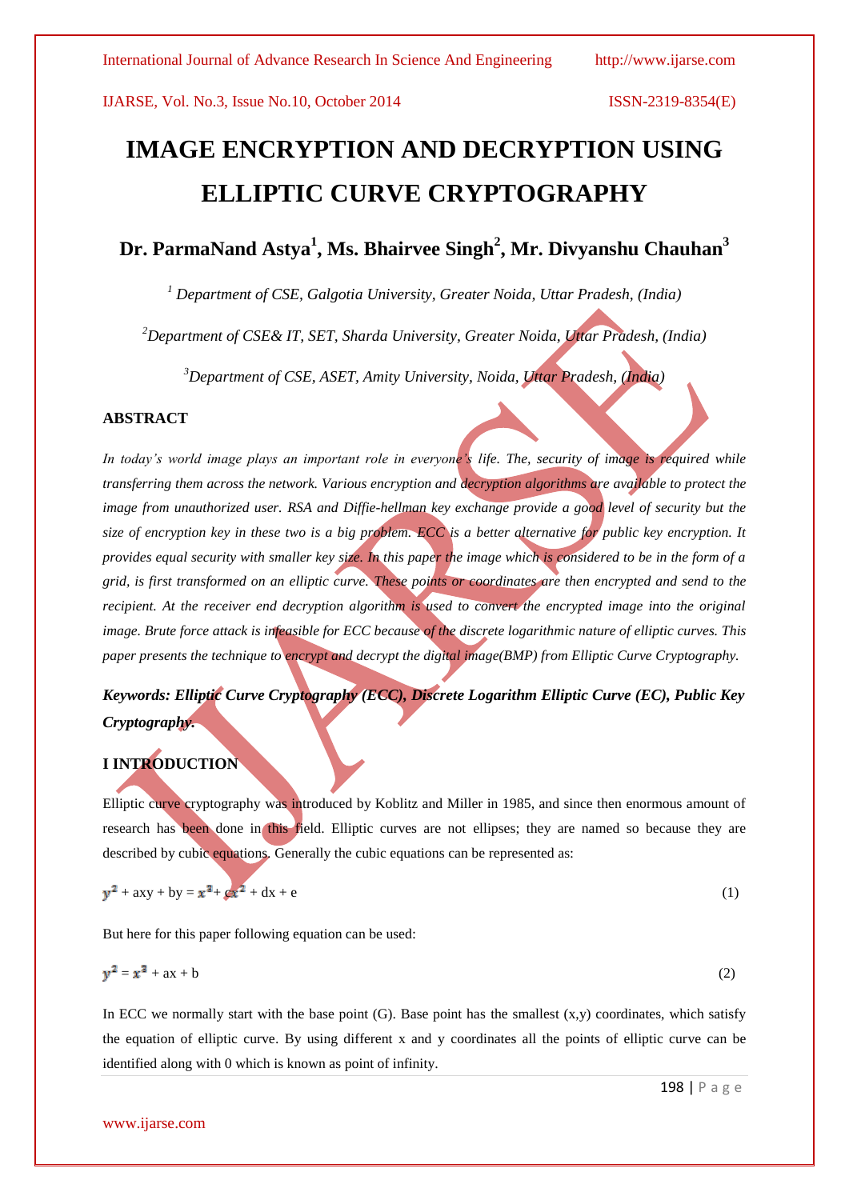# IMAGE ENCRYPTION AND DECRYPTION USING ELLIPTIC CURVE CRYPTOGRAPHY

## Dr. ParmaNand Astya[1], Ms. Bhairvee Singh[2], Mr. Divyanshu Chauhan[3]

*[1] Department of CSE, Galgotia University, Greater Noida, Uttar Pradesh, (India)*

*[2]Department of CSE& IT, SET, Sharda University, Greater Noida, Uttar Pradesh, (India)*

*[3]Department of CSE, ASET, Amity University, Noida, Uttar Pradesh, (India)*

### ABSTRACT

*In today's world image plays an important role in everyone's life. The, security of image is required while transferring them across the network. Various encryption and decryption algorithms are available to protect the image from unauthorized user. RSA and Diffie-hellman key exchange provide a good level of security but the size of encryption key in these two is a big problem. ECC is a better alternative for public key encryption. It provides equal security with smaller key size. In this paper the image which is considered to be in the form of a grid, is first transformed on an elliptic curve. These points or coordinates are then encrypted and send to the recipient. At the receiver end decryption algorithm is used to convert the encrypted image into the original image. Brute force attack is infeasible for ECC because of the discrete logarithmic nature of elliptic curves. This paper presents the technique to encrypt and decrypt the digital image(BMP) from Elliptic Curve Cryptography.*

***Keywords: Elliptic Curve Cryptography (ECC), Discrete Logarithm Elliptic Curve (EC), Public Key Cryptography.***

### I INTRODUCTION

Elliptic curve cryptography was introduced by Koblitz and Miller in 1985, and since then enormous amount of research has been done in this field. Elliptic curves are not ellipses; they are named so because they are described by cubic equations. Generally the cubic equations can be represented as:

$$y^2 + axy + by = x^3 + cx^2 + dx + e \tag{1}$$

But here for this paper following equation can be used:

$$y^2 = x^3 + ax + b \tag{2}$$

In ECC we normally start with the base point (G). Base point has the smallest (x,y) coordinates, which satisfy the equation of elliptic curve. By using different x and y coordinates all the points of elliptic curve can be identified along with 0 which is known as point of infinity.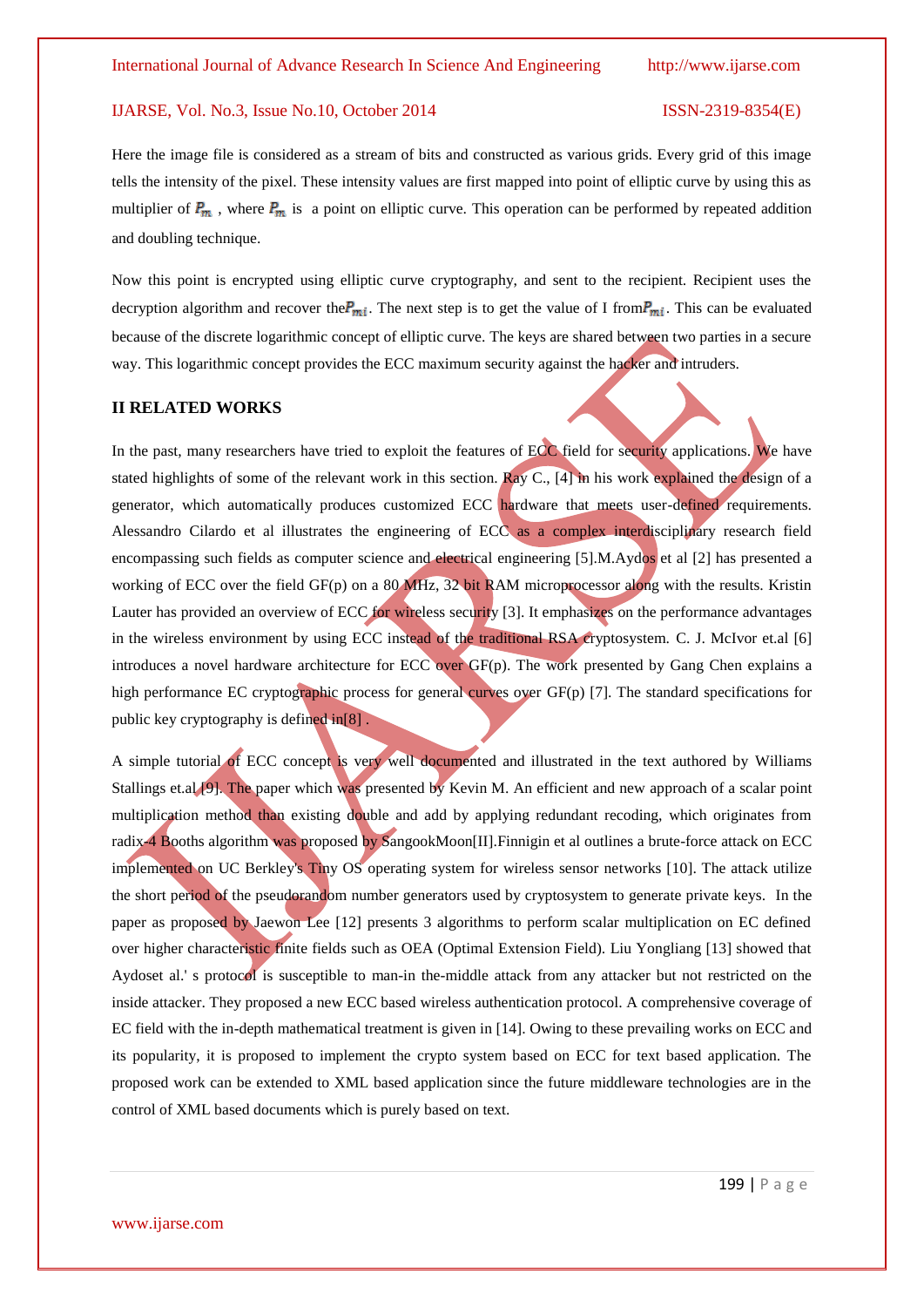Here the image file is considered as a stream of bits and constructed as various grids. Every grid of this image tells the intensity of the pixel. These intensity values are first mapped into point of elliptic curve by using this as multiplier of $P_m$ , where $P_m$ is a point on elliptic curve. This operation can be performed by repeated addition and doubling technique.

Now this point is encrypted using elliptic curve cryptography, and sent to the recipient. Recipient uses the decryption algorithm and recover the$P_{mi}$. The next step is to get the value of I from$P_{mi}$. This can be evaluated because of the discrete logarithmic concept of elliptic curve. The keys are shared between two parties in a secure way. This logarithmic concept provides the ECC maximum security against the hacker and intruders.

## II RELATED WORKS

In the past, many researchers have tried to exploit the features of ECC field for security applications. We have stated highlights of some of the relevant work in this section. Ray C., [4] in his work explained the design of a generator, which automatically produces customized ECC hardware that meets user-defined requirements. Alessandro Cilardo et al illustrates the engineering of ECC as a complex interdisciplinary research field encompassing such fields as computer science and electrical engineering [5].M.Aydos et al [2] has presented a working of ECC over the field GF(p) on a 80 MHz, 32 bit RAM microprocessor along with the results. Kristin Lauter has provided an overview of ECC for wireless security [3]. It emphasizes on the performance advantages in the wireless environment by using ECC instead of the traditional RSA cryptosystem. C. J. McIvor et.al [6] introduces a novel hardware architecture for ECC over GF(p). The work presented by Gang Chen explains a high performance EC cryptographic process for general curves over GF(p) [7]. The standard specifications for public key cryptography is defined in[8] .

A simple tutorial of ECC concept is very well documented and illustrated in the text authored by Williams Stallings et.al [9]. The paper which was presented by Kevin M. An efficient and new approach of a scalar point multiplication method than existing double and add by applying redundant recoding, which originates from radix-4 Booths algorithm was proposed by SangookMoon[II].Finnigin et al outlines a brute-force attack on ECC implemented on UC Berkley's Tiny OS operating system for wireless sensor networks [10]. The attack utilize the short period of the pseudorandom number generators used by cryptosystem to generate private keys. In the paper as proposed by Jaewon Lee [12] presents 3 algorithms to perform scalar multiplication on EC defined over higher characteristic finite fields such as OEA (Optimal Extension Field). Liu Yongliang [13] showed that Aydoset al.' s protocol is susceptible to man-in the-middle attack from any attacker but not restricted on the inside attacker. They proposed a new ECC based wireless authentication protocol. A comprehensive coverage of EC field with the in-depth mathematical treatment is given in [14]. Owing to these prevailing works on ECC and its popularity, it is proposed to implement the crypto system based on ECC for text based application. The proposed work can be extended to XML based application since the future middleware technologies are in the control of XML based documents which is purely based on text.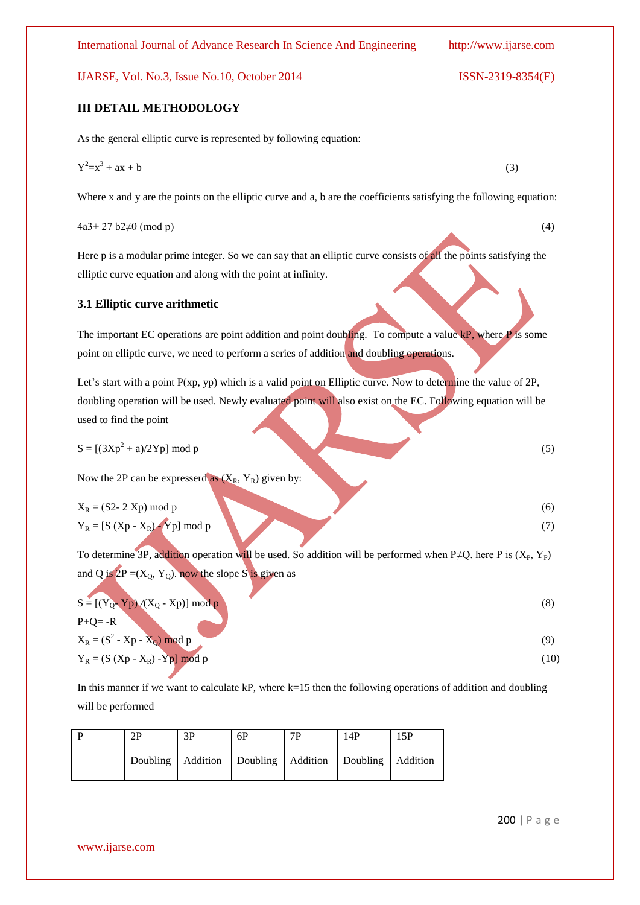## III DETAIL METHODOLOGY

As the general elliptic curve is represented by following equation:

$$Y^2=x^3 + ax + b \quad (3)$$

Where x and y are the points on the elliptic curve and a, b are the coefficients satisfying the following equation:

$$4a3+ 27\ b2\neq0\ (\text{mod}\ p) \quad (4)$$

Here p is a modular prime integer. So we can say that an elliptic curve consists of all the points satisfying the elliptic curve equation and along with the point at infinity.

### 3.1 Elliptic curve arithmetic

The important EC operations are point addition and point doubling. To compute a value kP, where P is some point on elliptic curve, we need to perform a series of addition and doubling operations.

Let's start with a point P(xp, yp) which is a valid point on Elliptic curve. Now to determine the value of 2P, doubling operation will be used. Newly evaluated point will also exist on the EC. Following equation will be used to find the point

$$S = [(3Xp^2 + a)/2Yp]\ \text{mod}\ p \quad (5)$$

Now the 2P can be expresserd as $(X_R, Y_R)$ given by:

$$X_R = (S2- 2\ Xp)\ \text{mod}\ p \quad (6)$$

$$Y_R = [S\ (Xp - X_R) - Yp]\ \text{mod}\ p \quad (7)$$

To determine 3P, addition operation will be used. So addition will be performed when P≠Q. here P is $(X_P, Y_P)$ and Q is 2P $=(X_Q, Y_Q)$. now the slope S is given as

$$S = [(Y_Q- Yp) /(X_Q - Xp)]\ \text{mod}\ p \quad (8)$$

$$P+Q= -R$$

$$X_R = (S^2 - Xp - X_Q)\ \text{mod}\ p \quad (9)$$

$$Y_R = (S\ (Xp - X_R) -Yp]\ \text{mod}\ p \quad (10)$$

In this manner if we want to calculate kP, where k=15 then the following operations of addition and doubling will be performed

| P | 2P | 3P | 6P | 7P | 14P | 15P |
|---|---|---|---|---|---|---|
| | Doubling | Addition | Doubling | Addition | Doubling | Addition |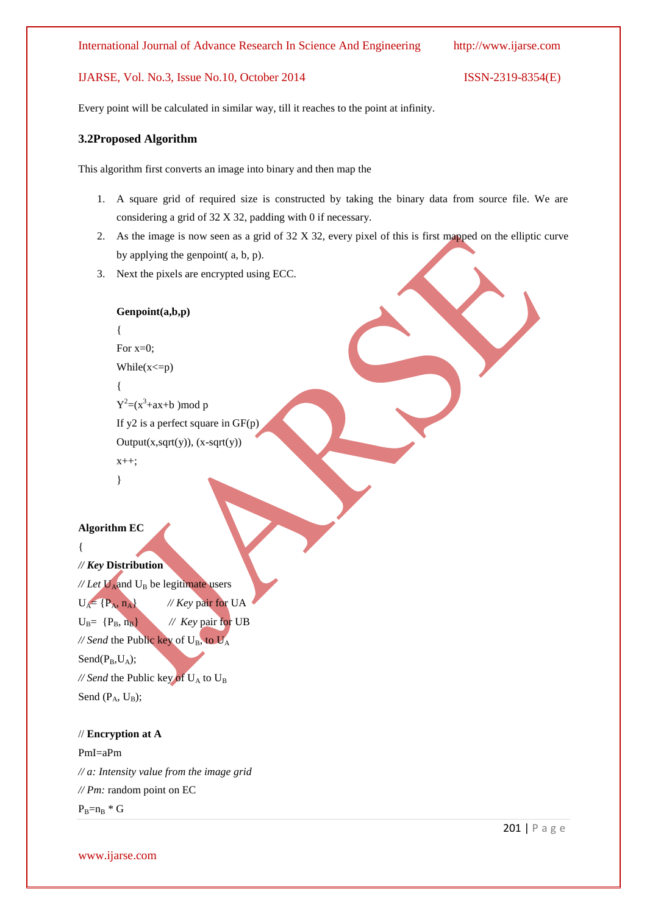Every point will be calculated in similar way, till it reaches to the point at infinity.

### 3.2Proposed Algorithm

This algorithm first converts an image into binary and then map the

1. A square grid of required size is constructed by taking the binary data from source file. We are considering a grid of 32 X 32, padding with 0 if necessary.
2. As the image is now seen as a grid of 32 X 32, every pixel of this is first mapped on the elliptic curve by applying the genpoint( a, b, p).
3. Next the pixels are encrypted using ECC.

**Genpoint(a,b,p)**

{

For x=0;

While(x<=p)

{

$Y^2$=($x^3$+ax+b )mod p

If y2 is a perfect square in GF(p)

Output(x,sqrt(y)), (x-sqrt(y))

x++;

}

**Algorithm EC**

{

// ***Key*** **Distribution**

// *Let* $U_A$and $U_B$ be legitimate users

$U_A$= {$P_A$, $n_A$}  // *Key* pair for UA

$U_B$= {$P_B$, $n_B$}  // *Key* pair for UB

// *Send* the Public key of $U_B$, to $U_A$

Send($P_B$,$U_A$);

// *Send* the Public key of $U_A$ to $U_B$

Send ($P_A$, $U_B$);

// **Encryption at A**

PmI=aPm

*// a: Intensity value from the image grid*

*// Pm:* random point on EC

$P_B$=$n_B$ * G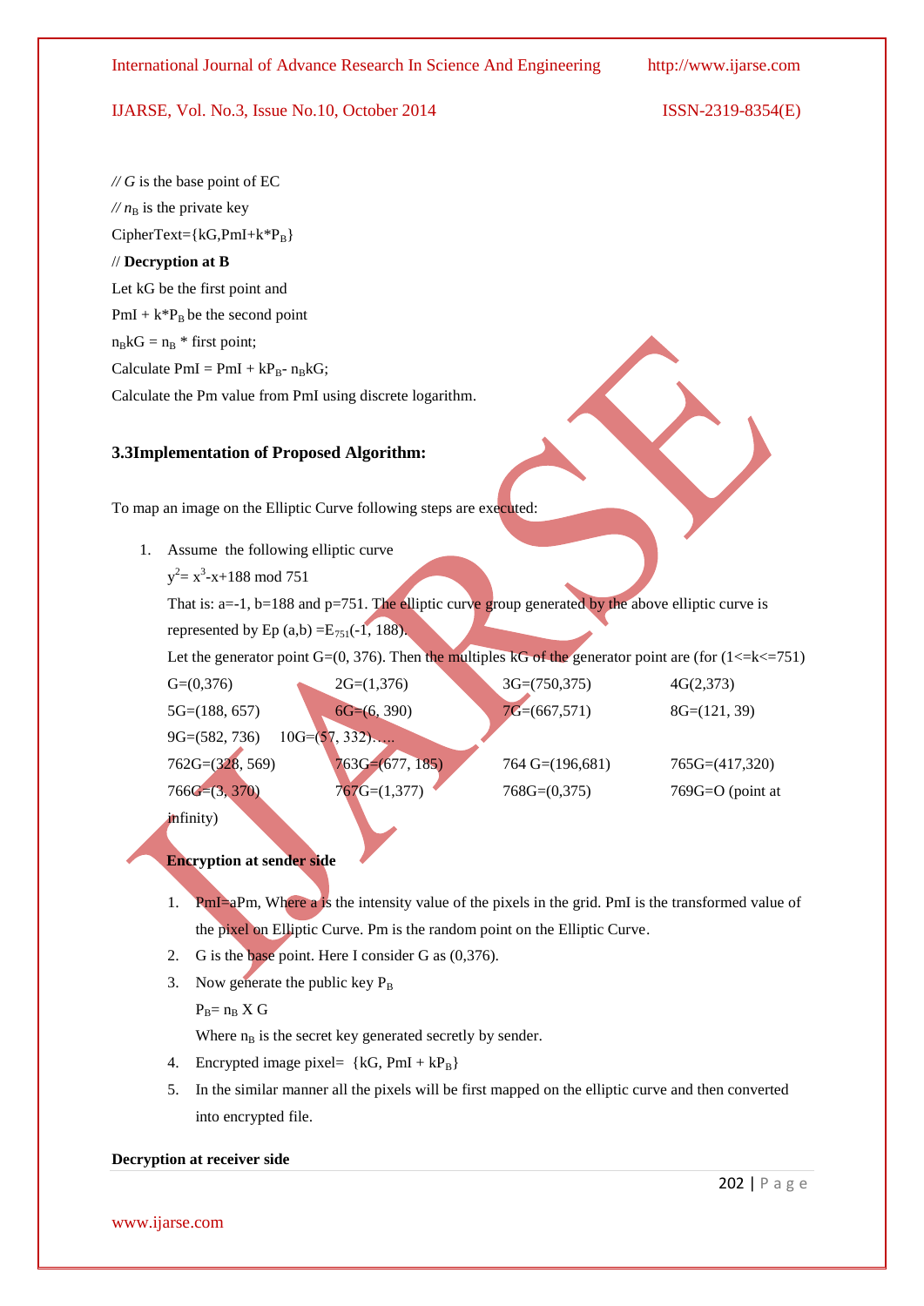// $G$ is the base point of EC

// $n_B$ is the private key

CipherText={kG,PmI+k*$P_B$}

// **Decryption at B**

Let kG be the first point and

PmI + k*$P_B$ be the second point

$n_B$kG = $n_B$ * first point;

Calculate PmI = PmI + k$P_B$- $n_B$kG;

Calculate the Pm value from PmI using discrete logarithm.

### 3.3Implementation of Proposed Algorithm:

To map an image on the Elliptic Curve following steps are executed:

1. Assume the following elliptic curve

   $y^2= x^3-x+188 \bmod 751$

   That is: a=-1, b=188 and p=751. The elliptic curve group generated by the above elliptic curve is represented by Ep (a,b) =$E_{751}$(-1, 188).

   Let the generator point G=(0, 376). Then the multiples kG of the generator point are (for (1<=k<=751)

   G=(0,376) 2G=(1,376) 3G=(750,375) 4G(2,373)
   5G=(188, 657) 6G=(6, 390) 7G=(667,571) 8G=(121, 39)
   9G=(582, 736) 10G=(57, 332)…..
   762G=(328, 569) 763G=(677, 185) 764 G=(196,681) 765G=(417,320)
   766G=(3, 370) 767G=(1,377) 768G=(0,375) 769G=O (point at infinity)

**Encryption at sender side**

1. PmI=aPm, Where a is the intensity value of the pixels in the grid. PmI is the transformed value of the pixel on Elliptic Curve. Pm is the random point on the Elliptic Curve.
2. G is the base point. Here I consider G as (0,376).
3. Now generate the public key $P_B$

   $P_B$= $n_B$ X G

   Where $n_B$ is the secret key generated secretly by sender.
4. Encrypted image pixel= {kG, PmI + k$P_B$}
5. In the similar manner all the pixels will be first mapped on the elliptic curve and then converted into encrypted file.

**Decryption at receiver side**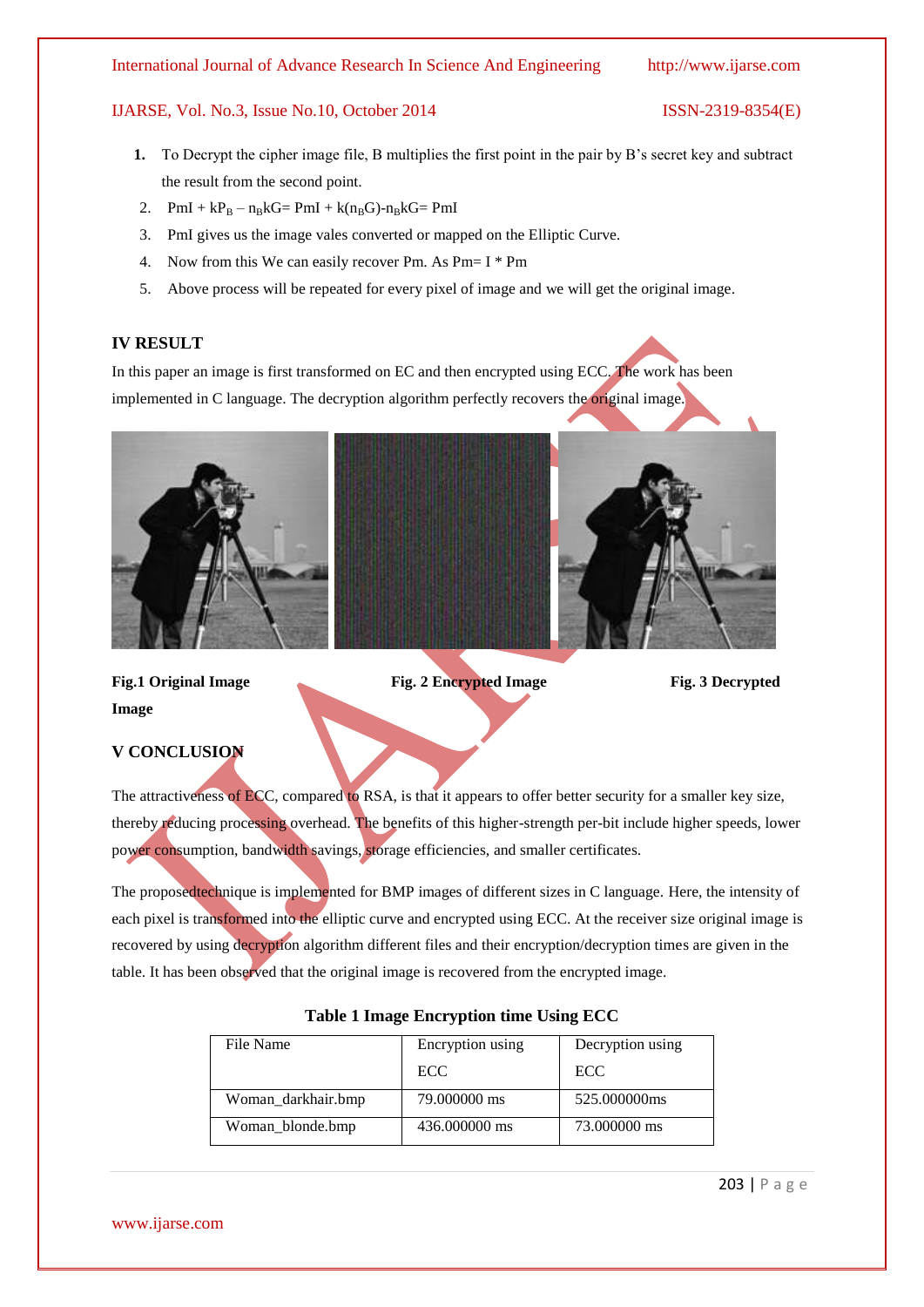1. To Decrypt the cipher image file, B multiplies the first point in the pair by B's secret key and subtract the result from the second point.
2. $PmI + kP_B - n_BkG = PmI + k(n_BG) - n_BkG = PmI$
3. PmI gives us the image vales converted or mapped on the Elliptic Curve.
4. Now from this We can easily recover Pm. As Pm= I * Pm
5. Above process will be repeated for every pixel of image and we will get the original image.

## IV RESULT

In this paper an image is first transformed on EC and then encrypted using ECC. The work has been implemented in C language. The decryption algorithm perfectly recovers the original image.

**Fig.1 Original Image** **Fig. 2 Encrypted Image** **Fig. 3 Decrypted Image**

## V CONCLUSION

The attractiveness of ECC, compared to RSA, is that it appears to offer better security for a smaller key size, thereby reducing processing overhead. The benefits of this higher-strength per-bit include higher speeds, lower power consumption, bandwidth savings, storage efficiencies, and smaller certificates.

The proposedtechnique is implemented for BMP images of different sizes in C language. Here, the intensity of each pixel is transformed into the elliptic curve and encrypted using ECC. At the receiver size original image is recovered by using decryption algorithm different files and their encryption/decryption times are given in the table. It has been observed that the original image is recovered from the encrypted image.

**Table 1 Image Encryption time Using ECC**

| File Name | Encryption using ECC | Decryption using ECC |
| --- | --- | --- |
| Woman_darkhair.bmp | 79.000000 ms | 525.000000ms |
| Woman_blonde.bmp | 436.000000 ms | 73.000000 ms |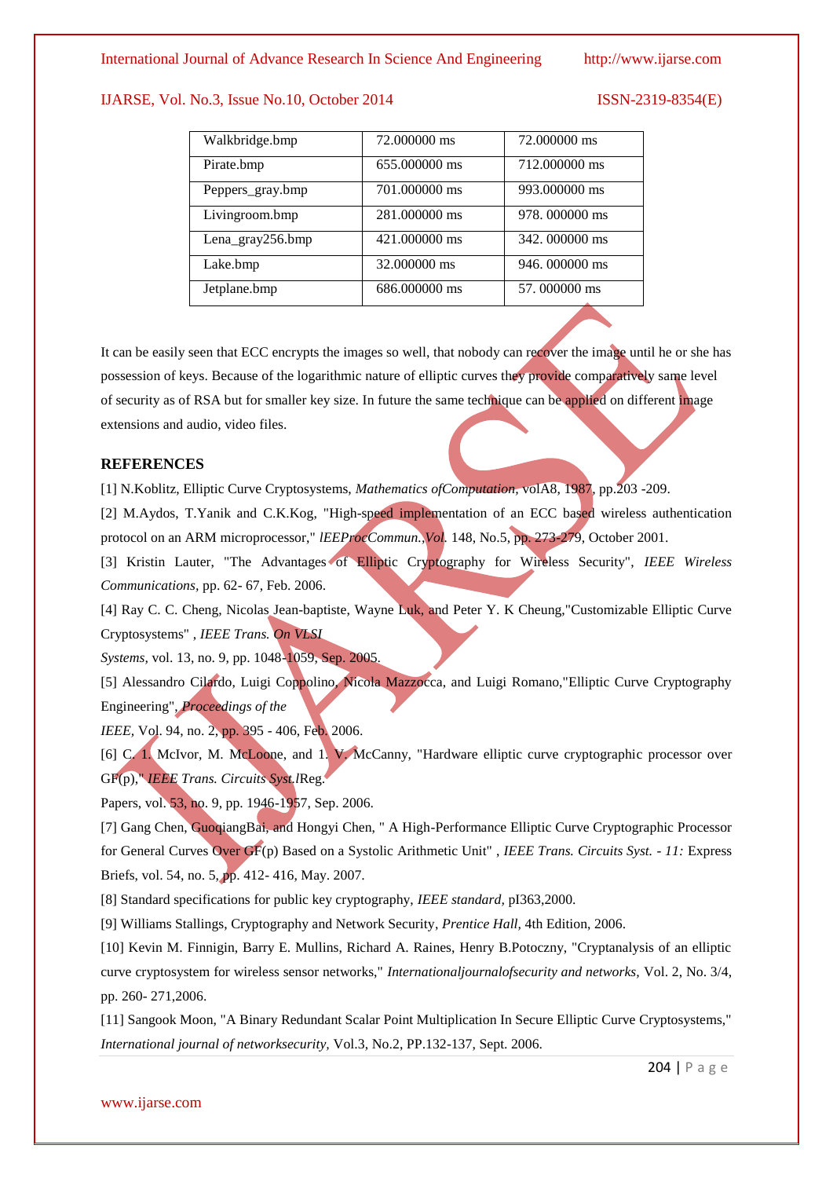| Walkbridge.bmp | 72.000000 ms | 72.000000 ms |
|---|---|---|
| Pirate.bmp | 655.000000 ms | 712.000000 ms |
| Peppers_gray.bmp | 701.000000 ms | 993.000000 ms |
| Livingroom.bmp | 281.000000 ms | 978. 000000 ms |
| Lena_gray256.bmp | 421.000000 ms | 342. 000000 ms |
| Lake.bmp | 32.000000 ms | 946. 000000 ms |
| Jetplane.bmp | 686.000000 ms | 57. 000000 ms |

It can be easily seen that ECC encrypts the images so well, that nobody can recover the image until he or she has possession of keys. Because of the logarithmic nature of elliptic curves they provide comparatively same level of security as of RSA but for smaller key size. In future the same technique can be applied on different image extensions and audio, video files.

## REFERENCES

[1] N.Koblitz, Elliptic Curve Cryptosystems, *Mathematics ofComputation,* volA8, 1987, pp.203 -209.

[2] M.Aydos, T.Yanik and C.K.Kog, "High-speed implementation of an ECC based wireless authentication protocol on an ARM microprocessor," *lEEProcCommun.,Vol.* 148, No.5, pp. 273-279, October 2001.

[3] Kristin Lauter, "The Advantages of Elliptic Cryptography for Wireless Security", *IEEE Wireless Communications,* pp. 62- 67, Feb. 2006.

[4] Ray C. C. Cheng, Nicolas Jean-baptiste, Wayne Luk, and Peter Y. K Cheung,"Customizable Elliptic Curve Cryptosystems" , *IEEE Trans. On VLSI Systems*, vol. 13, no. 9, pp. 1048-1059, Sep. 2005.

[5] Alessandro Cilardo, Luigi Coppolino, Nicola Mazzocca, and Luigi Romano,"Elliptic Curve Cryptography Engineering", *Proceedings of the IEEE,* Vol. 94, no. 2, pp. 395 - 406, Feb. 2006.

[6] C. 1. McIvor, M. McLoone, and 1. V. McCanny, "Hardware elliptic curve cryptographic processor over GF(p)," *IEEE Trans. Circuits Syst.l*Reg. Papers, vol. 53, no. 9, pp. 1946-1957, Sep. 2006.

[7] Gang Chen, GuoqiangBai, and Hongyi Chen, " A High-Performance Elliptic Curve Cryptographic Processor for General Curves Over GF(p) Based on a Systolic Arithmetic Unit" , *IEEE Trans. Circuits Syst. - 11:* Express Briefs, vol. 54, no. 5, pp. 412- 416, May. 2007.

[8] Standard specifications for public key cryptography, *IEEE standard,* pI363,2000.

[9] Williams Stallings, Cryptography and Network Security, *Prentice Hall,* 4th Edition, 2006.

[10] Kevin M. Finnigin, Barry E. Mullins, Richard A. Raines, Henry B.Potoczny, "Cryptanalysis of an elliptic curve cryptosystem for wireless sensor networks," *Internationaljournalofsecurity and networks,* Vol. 2, No. 3/4, pp. 260- 271,2006.

[11] Sangook Moon, "A Binary Redundant Scalar Point Multiplication In Secure Elliptic Curve Cryptosystems," *International journal of networksecurity,* Vol.3, No.2, PP.132-137, Sept. 2006.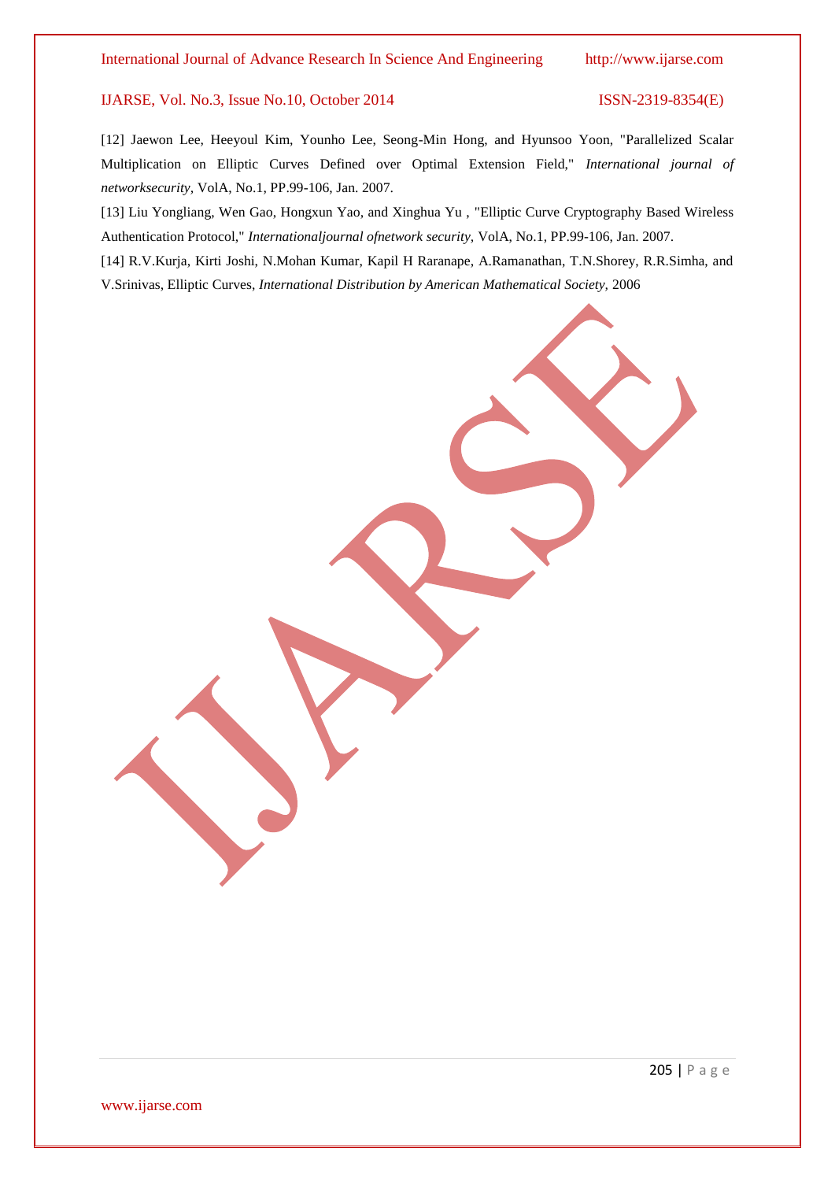[12] Jaewon Lee, Heeyoul Kim, Younho Lee, Seong-Min Hong, and Hyunsoo Yoon, "Parallelized Scalar Multiplication on Elliptic Curves Defined over Optimal Extension Field," *International journal of networksecurity,* VolA, No.1, PP.99-106, Jan. 2007.

[13] Liu Yongliang, Wen Gao, Hongxun Yao, and Xinghua Yu , "Elliptic Curve Cryptography Based Wireless Authentication Protocol," *Internationaljournal ofnetwork security,* VolA, No.1, PP.99-106, Jan. 2007.

[14] R.V.Kurja, Kirti Joshi, N.Mohan Kumar, Kapil H Raranape, A.Ramanathan, T.N.Shorey, R.R.Simha, and V.Srinivas, Elliptic Curves, *International Distribution by American Mathematical Society,* 2006